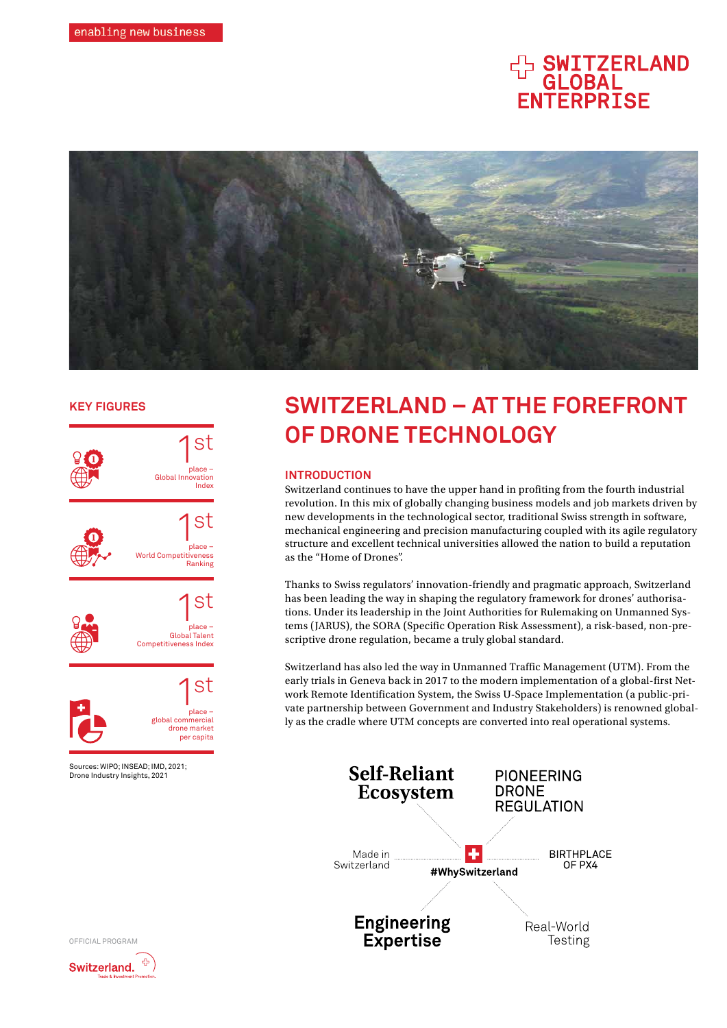enabling new business

SWITZERLAND GLOBAL ENTERPRISE

## KEY FIGURES

1st place – Global Innovation Index

1st place – World Competitiveness Ranking

1st place – Global Talent Competitiveness Index

1st place – global commercial drone market per capita

Sources: WIPO; INSEAD; IMD, 2021; Drone Industry Insights, 2021

# SWITZERLAND – AT THE FOREFRONT OF DRONE TECHNOLOGY

## INTRODUCTION

Switzerland continues to have the upper hand in profiting from the fourth industrial revolution. In this mix of globally changing business models and job markets driven by new developments in the technological sector, traditional Swiss strength in software, mechanical engineering and precision manufacturing coupled with its agile regulatory structure and excellent technical universities allowed the nation to build a reputation as the "Home of Drones".

Thanks to Swiss regulators' innovation-friendly and pragmatic approach, Switzerland has been leading the way in shaping the regulatory framework for drones' authorisations. Under its leadership in the Joint Authorities for Rulemaking on Unmanned Systems (JARUS), the SORA (Specific Operation Risk Assessment), a risk-based, non-prescriptive drone regulation, became a truly global standard.

Switzerland has also led the way in Unmanned Traffic Management (UTM). From the early trials in Geneva back in 2017 to the modern implementation of a global-first Network Remote Identification System, the Swiss U-Space Implementation (a public-private partnership between Government and Industry Stakeholders) is renowned globally as the cradle where UTM concepts are converted into real operational systems.

Self-Reliant Ecosystem

PIONEERING DRONE REGULATION

Made in Switzerland

#WhySwitzerland

BIRTHPLACE OF PX4

Engineering Expertise

Real-World Testing

OFFICIAL PROGRAM

Switzerland. Trade & Investment Promotion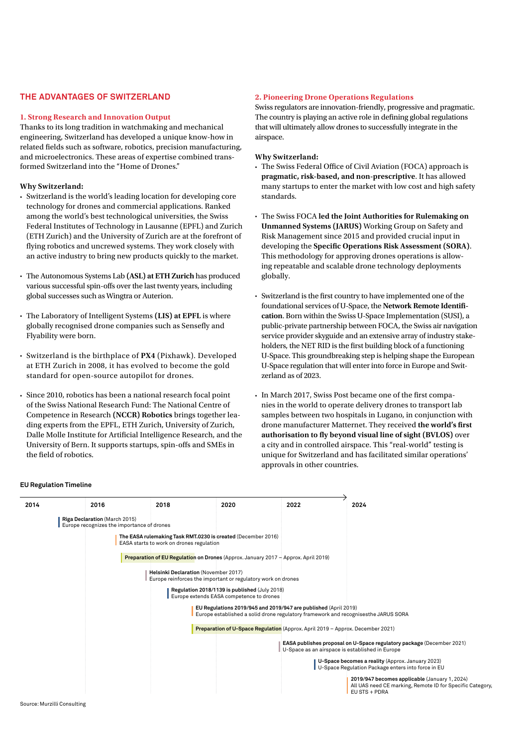## THE ADVANTAGES OF SWITZERLAND

### 1. Strong Research and Innovation Output

Thanks to its long tradition in watchmaking and mechanical engineering, Switzerland has developed a unique know-how in related fields such as software, robotics, precision manufacturing, and microelectronics. These areas of expertise combined transformed Switzerland into the "Home of Drones."

**Why Switzerland:**

- Switzerland is the world's leading location for developing core technology for drones and commercial applications. Ranked among the world's best technological universities, the Swiss Federal Institutes of Technology in Lausanne (EPFL) and Zurich (ETH Zurich) and the University of Zurich are at the forefront of flying robotics and uncrewed systems. They work closely with an active industry to bring new products quickly to the market.
- The Autonomous Systems Lab **(ASL) at ETH Zurich** has produced various successful spin-offs over the last twenty years, including global successes such as Wingtra or Auterion.
- The Laboratory of Intelligent Systems **(LIS) at EPFL** is where globally recognised drone companies such as Sensefly and Flyability were born.
- Switzerland is the birthplace of **PX4** (Pixhawk). Developed at ETH Zurich in 2008, it has evolved to become the gold standard for open-source autopilot for drones.
- Since 2010, robotics has been a national research focal point of the Swiss National Research Fund: The National Centre of Competence in Research **(NCCR) Robotics** brings together leading experts from the EPFL, ETH Zurich, University of Zurich, Dalle Molle Institute for Artificial Intelligence Research, and the University of Bern. It supports startups, spin-offs and SMEs in the field of robotics.

### 2. Pioneering Drone Operations Regulations

Swiss regulators are innovation-friendly, progressive and pragmatic. The country is playing an active role in defining global regulations that will ultimately allow drones to successfully integrate in the airspace.

**Why Switzerland:**

- The Swiss Federal Office of Civil Aviation (FOCA) approach is **pragmatic, risk-based, and non-prescriptive**. It has allowed many startups to enter the market with low cost and high safety standards.
- The Swiss FOCA **led the Joint Authorities for Rulemaking on Unmanned Systems (JARUS)** Working Group on Safety and Risk Management since 2015 and provided crucial input in developing the **Specific Operations Risk Assessment (SORA)**. This methodology for approving drones operations is allowing repeatable and scalable drone technology deployments globally.
- Switzerland is the first country to have implemented one of the foundational services of U-Space, the **Network Remote Identification**. Born within the Swiss U-Space Implementation (SUSI), a public-private partnership between FOCA, the Swiss air navigation service provider skyguide and an extensive array of industry stakeholders, the NET RID is the first building block of a functioning U-Space. This groundbreaking step is helping shape the European U-Space regulation that will enter into force in Europe and Switzerland as of 2023.
- In March 2017, Swiss Post became one of the first companies in the world to operate delivery drones to transport lab samples between two hospitals in Lugano, in conjunction with drone manufacturer Matternet. They received **the world's first authorisation to fly beyond visual line of sight (BVLOS)** over a city and in controlled airspace. This "real-world" testing is unique for Switzerland and has facilitated similar operations' approvals in other countries.

**EU Regulation Timeline**

2014 – 2016 – 2018 – 2020 – 2022 – 2024

- **Riga Declaration** (March 2015) — Europe recognizes the importance of drones
- **The EASA rulemaking Task RMT.0230 is created** (December 2016) — EASA starts to work on drones regulation
- **Preparation of EU Regulation** on Drones (Approx. January 2017 – Approx. April 2019)
- **Helsinki Declaration** (November 2017) — Europe reinforces the important or regulatory work on drones
- **Regulation 2018/1139 is published** (July 2018) — Europe extends EASA competence to drones
- **EU Regulations 2019/945 and 2019/947 are published** (April 2019) — Europe established a solid drone regulatory framework and recognisesthe JARUS SORA
- **Preparation of U-Space Regulation** (Approx. April 2019 – Approx. December 2021)
- **EASA publishes proposal on U-Space regulatory package** (December 2021) — U-Space as an airspace is established in Europe
- **U-Space becomes a reality** (Approx. January 2023) — U-Space Regulation Package enters into force in EU
- **2019/947 becomes applicable** (January 1, 2024) — All UAS need CE marking, Remote ID for Specific Category, EU STS + PDRA

Source: Murzilli Consulting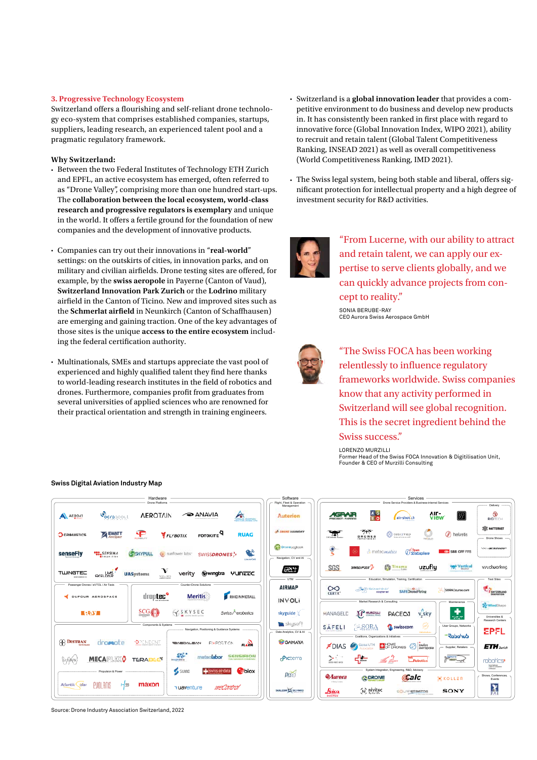## 3. Progressive Technology Ecosystem

Switzerland offers a flourishing and self-reliant drone technology eco-system that comprises established companies, startups, suppliers, leading research, an experienced talent pool and a pragmatic regulatory framework.

**Why Switzerland:**

- Between the two Federal Institutes of Technology ETH Zurich and EPFL, an active ecosystem has emerged, often referred to as "Drone Valley", comprising more than one hundred start-ups. The **collaboration between the local ecosystem, world-class research and progressive regulators is exemplary** and unique in the world. It offers a fertile ground for the foundation of new companies and the development of innovative products.
- Companies can try out their innovations in "**real-world**" settings: on the outskirts of cities, in innovation parks, and on military and civilian airfields. Drone testing sites are offered, for example, by the **swiss aeropole** in Payerne (Canton of Vaud), **Switzerland Innovation Park Zurich** or the **Lodrino** military airfield in the Canton of Ticino. New and improved sites such as the **Schmerlat airfield** in Neunkirch (Canton of Schaffhausen) are emerging and gaining traction. One of the key advantages of those sites is the unique **access to the entire ecosystem** including the federal certification authority.
- Multinationals, SMEs and startups appreciate the vast pool of experienced and highly qualified talent they find here thanks to world-leading research institutes in the field of robotics and drones. Furthermore, companies profit from graduates from several universities of applied sciences who are renowned for their practical orientation and strength in training engineers.
- Switzerland is a **global innovation leader** that provides a competitive environment to do business and develop new products in. It has consistently been ranked in first place with regard to innovative force (Global Innovation Index, WIPO 2021), ability to recruit and retain talent (Global Talent Competitiveness Ranking, INSEAD 2021) as well as overall competitiveness (World Competitiveness Ranking, IMD 2021).
- The Swiss legal system, being both stable and liberal, offers significant protection for intellectual property and a high degree of investment security for R&D activities.

"From Lucerne, with our ability to attract and retain talent, we can apply our expertise to serve clients globally, and we can quickly advance projects from concept to reality."

SONIA BERUBE-RAY
CEO Aurora Swiss Aerospace GmbH

"The Swiss FOCA has been working relentlessly to influence regulatory frameworks worldwide. Swiss companies know that any activity performed in Switzerland will see global recognition. This is the secret ingredient behind the Swiss success."

LORENZO MURZILLI
Former Head of the Swiss FOCA Innovation & Digitilisation Unit,
Founder & CEO of Murzilli Consulting

**Swiss Digital Aviation Industry Map**

Source: Drone Industry Association Switzerland, 2022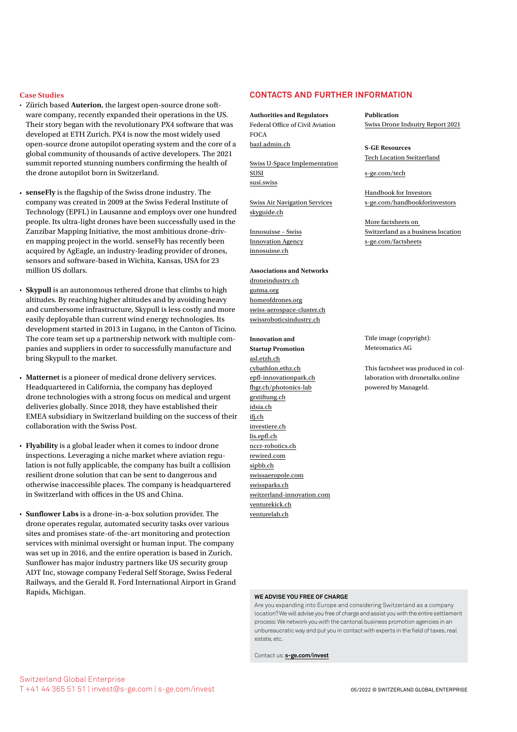### Case Studies

- Zürich based **Auterion**, the largest open-source drone software company, recently expanded their operations in the US. Their story began with the revolutionary PX4 software that was developed at ETH Zurich. PX4 is now the most widely used open-source drone autopilot operating system and the core of a global community of thousands of active developers. The 2021 summit reported stunning numbers confirming the health of the drone autopilot born in Switzerland.

- **senseFly** is the flagship of the Swiss drone industry. The company was created in 2009 at the Swiss Federal Institute of Technology (EPFL) in Lausanne and employs over one hundred people. Its ultra-light drones have been successfully used in the Zanzibar Mapping Initiative, the most ambitious drone-driven mapping project in the world. senseFly has recently been acquired by AgEagle, an industry-leading provider of drones, sensors and software-based in Wichita, Kansas, USA for 23 million US dollars.

- **Skypull** is an autonomous tethered drone that climbs to high altitudes. By reaching higher altitudes and by avoiding heavy and cumbersome infrastructure, Skypull is less costly and more easily deployable than current wind energy technologies. Its development started in 2013 in Lugano, in the Canton of Ticino. The core team set up a partnership network with multiple companies and suppliers in order to successfully manufacture and bring Skypull to the market.

- **Matternet** is a pioneer of medical drone delivery services. Headquartered in California, the company has deployed drone technologies with a strong focus on medical and urgent deliveries globally. Since 2018, they have established their EMEA subsidiary in Switzerland building on the success of their collaboration with the Swiss Post.

- **Flyability** is a global leader when it comes to indoor drone inspections. Leveraging a niche market where aviation regulation is not fully applicable, the company has built a collision resilient drone solution that can be sent to dangerous and otherwise inaccessible places. The company is headquartered in Switzerland with offices in the US and China.

- **Sunflower Labs** is a drone-in-a-box solution provider. The drone operates regular, automated security tasks over various sites and promises state-of-the-art monitoring and protection services with minimal oversight or human input. The company was set up in 2016, and the entire operation is based in Zurich. Sunflower has major industry partners like US security group ADT Inc, stowage company Federal Self Storage, Swiss Federal Railways, and the Gerald R. Ford International Airport in Grand Rapids, Michigan.

## CONTACTS AND FURTHER INFORMATION

**Authorities and Regulators**
Federal Office of Civil Aviation
FOCA
bazl.admin.ch

Swiss U-Space Implementation
SUSI
susi.swiss

Swiss Air Navigation Services
skyguide.ch

Innosuisse – Swiss Innovation Agency
innosuisse.ch

**Associations and Networks**
droneindustry.ch
gutma.org
homeofdrones.org
swiss-aerospace-cluster.ch
swissroboticsindustry.ch

**Innovation and Startup Promotion**
asl.etzh.ch
cybathlon.ethz.ch
epfl-innovationpark.ch
fhgr.ch/photonics-lab
grstiftung.ch
idsia.ch
ifj.ch
investiere.ch
lis.epfl.ch
nccr-robotics.ch
rewired.com
sipbb.ch
swissaeropole.com
swissparks.ch
switzerland-innovation.com
venturekick.ch
venturelab.ch

**Publication**
Swiss Drone Indsutry Report 2021

**S-GE Resources**
Tech Location Switzerland

s-ge.com/tech

Handbook for Investors
s-ge.com/handbookforinvestors

More factsheets on Switzerland as a business location
s-ge.com/factsheets

Title image (copyright): Meteomatics AG

This factsheet was produced in collaboration with dronetalks.online powered by Manageld.

**WE ADVISE YOU FREE OF CHARGE**

Are you expanding into Europe and considering Switzerland as a company location? We will advise you free of charge and assist you with the entire settlement process: We network you with the cantonal business promotion agencies in an unbureaucratic way and put you in contact with experts in the field of taxes, real estate, etc.

Contact us: **s-ge.com/invest**

Switzerland Global Enterprise
T +41 44 365 51 51 | invest@s-ge.com | s-ge.com/invest

05/2022 © SWITZERLAND GLOBAL ENTERPRISE